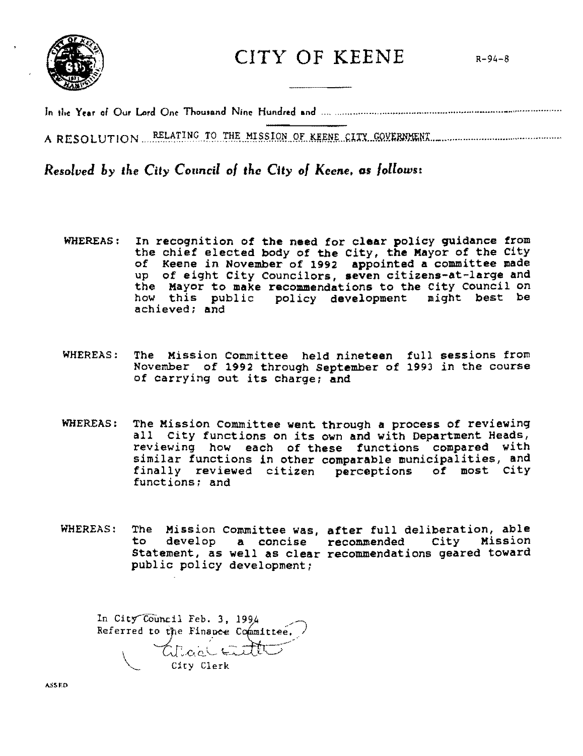# CITY OF KEENE

R-94-8

In the Year of Our Lord One Thousand Nine Hundred and ..........

A RESOLUTION RELATING TO THE MISSION OF KEENE CITY GOVERNMENT

*Resolved by the City Council of the City of Keene, as follows:*

WHEREAS: In recognition of the need for clear policy guidance from the chief elected body of the City, the Mayor of the City of Keene in November of 1992 appointed a committee made up of eight City Councilors, seven citizens-at-large and the Mayor to make recommendations to the City Council on how this public policy development might best be achieved; and

WHEREAS: The Mission Committee held nineteen full sessions from November of 1992 through September of 1993 in the course of carrying out its charge; and

WHEREAS: The Mission Committee went through a process of reviewing all City functions on its own and with Department Heads, reviewing how each of these functions compared with similar functions in other comparable municipalities, and finally reviewed citizen perceptions of most City functions; and

WHEREAS: The Mission Committee was, after full deliberation, able to develop a concise recommended City Mission Statement, as well as clear recommendations geared toward public policy development;

In City Council Feb. 3, 1994
Referred to the Finance Committee.

City Clerk

ASSED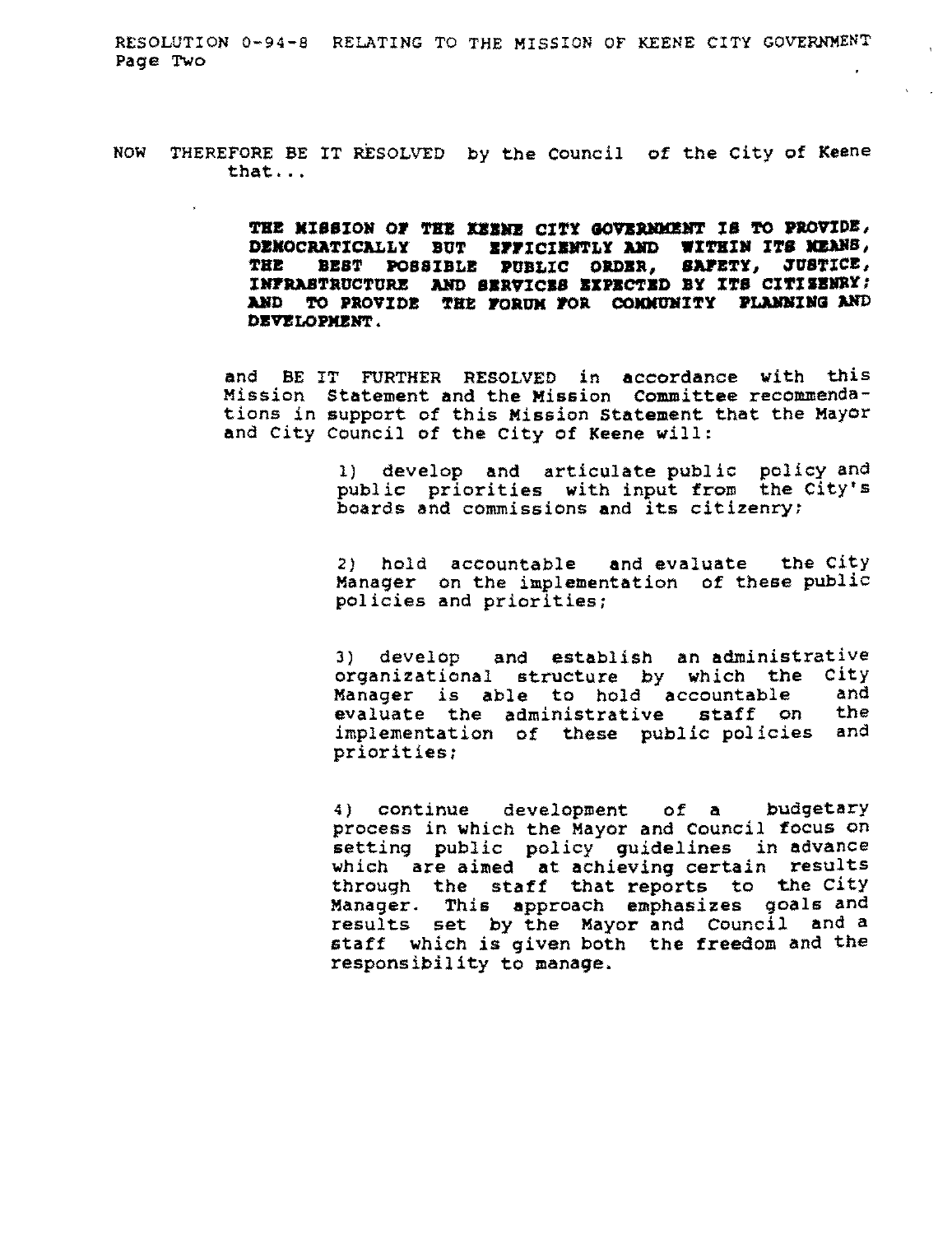NOW THEREFORE BE IT RESOLVED by the Council of the City of Keene that...

**THE MISSION OF THE KEENE CITY GOVERNMENT IS TO PROVIDE, DEMOCRATICALLY BUT EFFICIENTLY AND WITHIN ITS MEANS, THE BEST POSSIBLE PUBLIC ORDER, SAFETY, JUSTICE, INFRASTRUCTURE AND SERVICES EXPECTED BY ITS CITIZENRY; AND TO PROVIDE THE FORUM FOR COMMUNITY PLANNING AND DEVELOPMENT.**

and BE IT FURTHER RESOLVED in accordance with this Mission Statement and the Mission Committee recommendations in support of this Mission Statement that the Mayor and City Council of the City of Keene will:

1) develop and articulate public policy and public priorities with input from the City's boards and commissions and its citizenry;

2) hold accountable and evaluate the City Manager on the implementation of these public policies and priorities;

3) develop and establish an administrative organizational structure by which the City Manager is able to hold accountable and evaluate the administrative staff on the implementation of these public policies and priorities;

4) continue development of a budgetary process in which the Mayor and Council focus on setting public policy guidelines in advance which are aimed at achieving certain results through the staff that reports to the City Manager. This approach emphasizes goals and results set by the Mayor and Council and a staff which is given both the freedom and the responsibility to manage.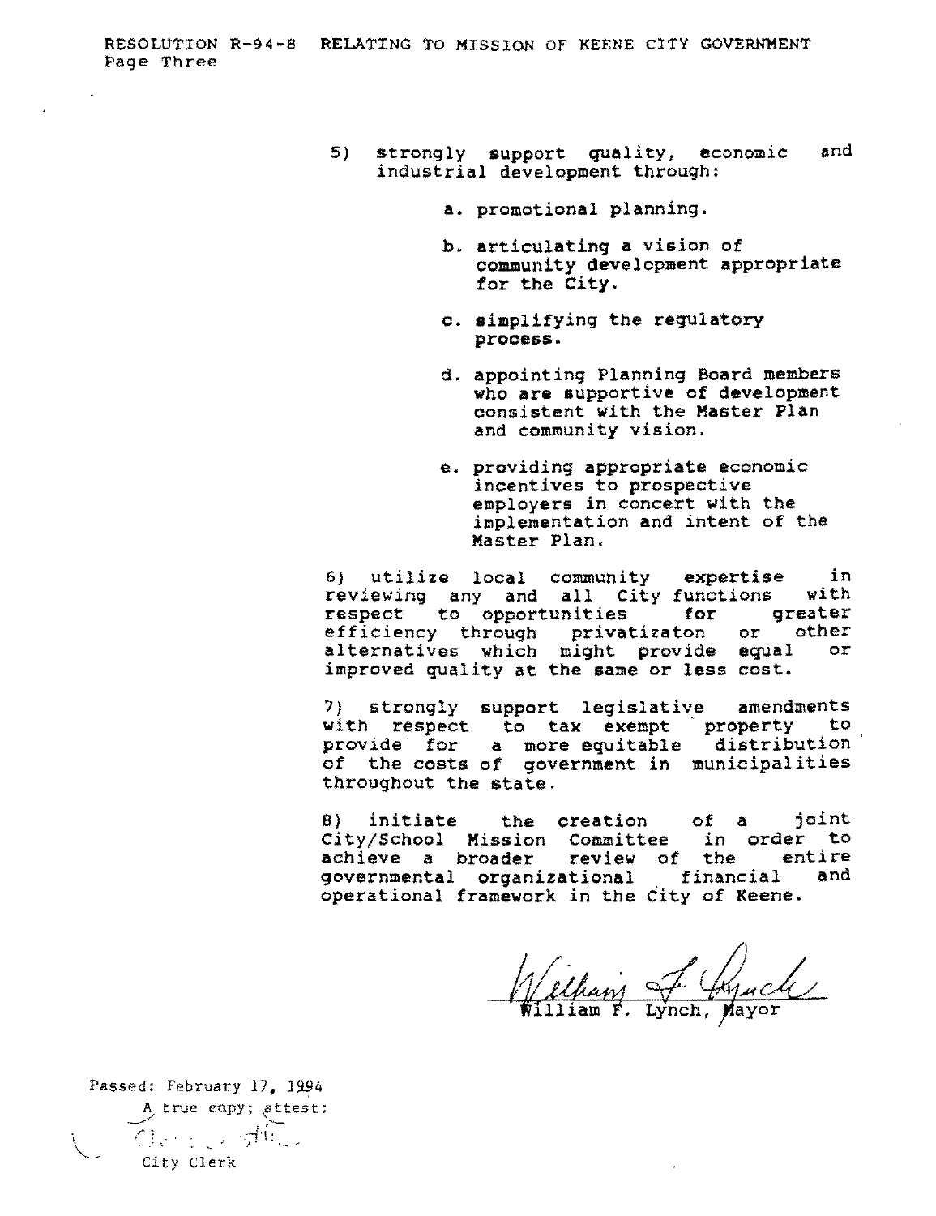5) strongly support quality, economic and industrial development through:

   a. promotional planning.

   b. articulating a vision of community development appropriate for the City.

   c. simplifying the regulatory process.

   d. appointing Planning Board members who are supportive of development consistent with the Master Plan and community vision.

   e. providing appropriate economic incentives to prospective employers in concert with the implementation and intent of the Master Plan.

6) utilize local community expertise in reviewing any and all City functions with respect to opportunities for greater efficiency through privatizaton or other alternatives which might provide equal or improved quality at the same or less cost.

7) strongly support legislative amendments with respect to tax exempt property to provide for a more equitable distribution of the costs of government in municipalities throughout the state.

8) initiate the creation of a joint City/School Mission Committee in order to achieve a broader review of the entire governmental organizational financial and operational framework in the City of Keene.

William F. Lynch, Mayor

Passed: February 17, 1994

A true copy; attest:

City Clerk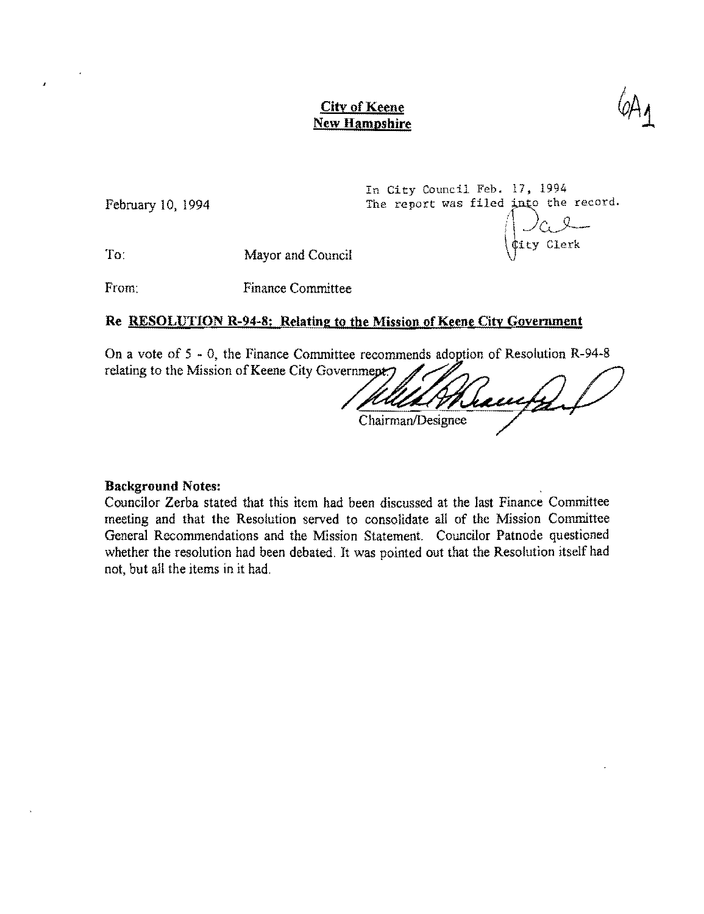**City of Keene**
**New Hampshire**

6A1

February 10, 1994

In City Council Feb. 17, 1994
The report was filed into the record.

City Clerk

To: Mayor and Council

From: Finance Committee

**Re RESOLUTION R-94-8: Relating to the Mission of Keene City Government**

On a vote of 5 - 0, the Finance Committee recommends adoption of Resolution R-94-8 relating to the Mission of Keene City Government.

Chairman/Designee

**Background Notes:**
Councilor Zerba stated that this item had been discussed at the last Finance Committee meeting and that the Resolution served to consolidate all of the Mission Committee General Recommendations and the Mission Statement. Councilor Patnode questioned whether the resolution had been debated. It was pointed out that the Resolution itself had not, but all the items in it had.